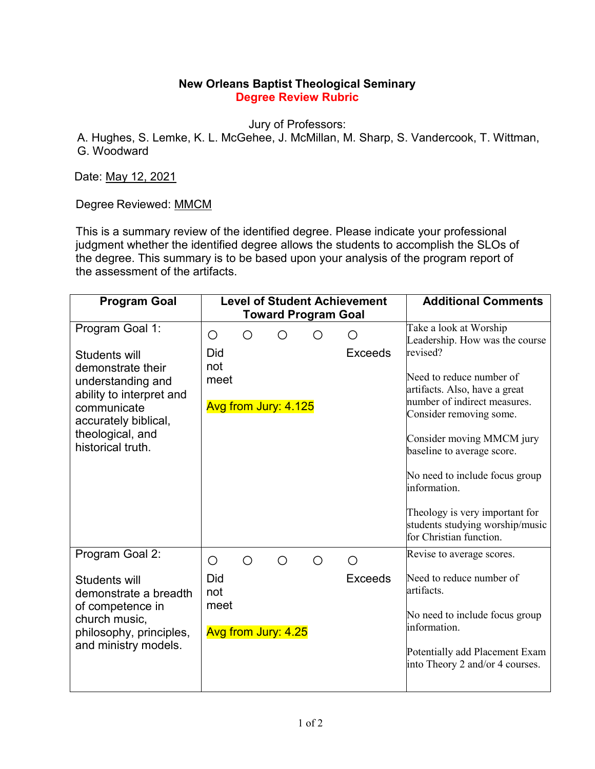# New Orleans Baptist Theological Seminary

## Degree Review Rubric

Jury of Professors:
A. Hughes, S. Lemke, K. L. McGehee, J. McMillan, M. Sharp, S. Vandercook, T. Wittman, G. Woodward

Date: May 12, 2021

Degree Reviewed: MMCM

This is a summary review of the identified degree. Please indicate your professional judgment whether the identified degree allows the students to accomplish the SLOs of the degree. This summary is to be based upon your analysis of the program report of the assessment of the artifacts.

| Program Goal | Level of Student Achievement Toward Program Goal | Additional Comments |
|---|---|---|
| Program Goal 1:<br><br>Students will demonstrate their understanding and ability to interpret and communicate accurately biblical, theological, and historical truth. | ○ ○ ○ ○ ○<br>Did not meet ... Exceeds<br><br>Avg from Jury: 4.125 | Take a look at Worship Leadership. How was the course revised?<br><br>Need to reduce number of artifacts. Also, have a great number of indirect measures. Consider removing some.<br><br>Consider moving MMCM jury baseline to average score.<br><br>No need to include focus group information.<br><br>Theology is very important for students studying worship/music for Christian function. |
| Program Goal 2:<br><br>Students will demonstrate a breadth of competence in church music, philosophy, principles, and ministry models. | ○ ○ ○ ○ ○<br>Did not meet ... Exceeds<br><br>Avg from Jury: 4.25 | Revise to average scores.<br><br>Need to reduce number of artifacts.<br><br>No need to include focus group information.<br><br>Potentially add Placement Exam into Theory 2 and/or 4 courses. |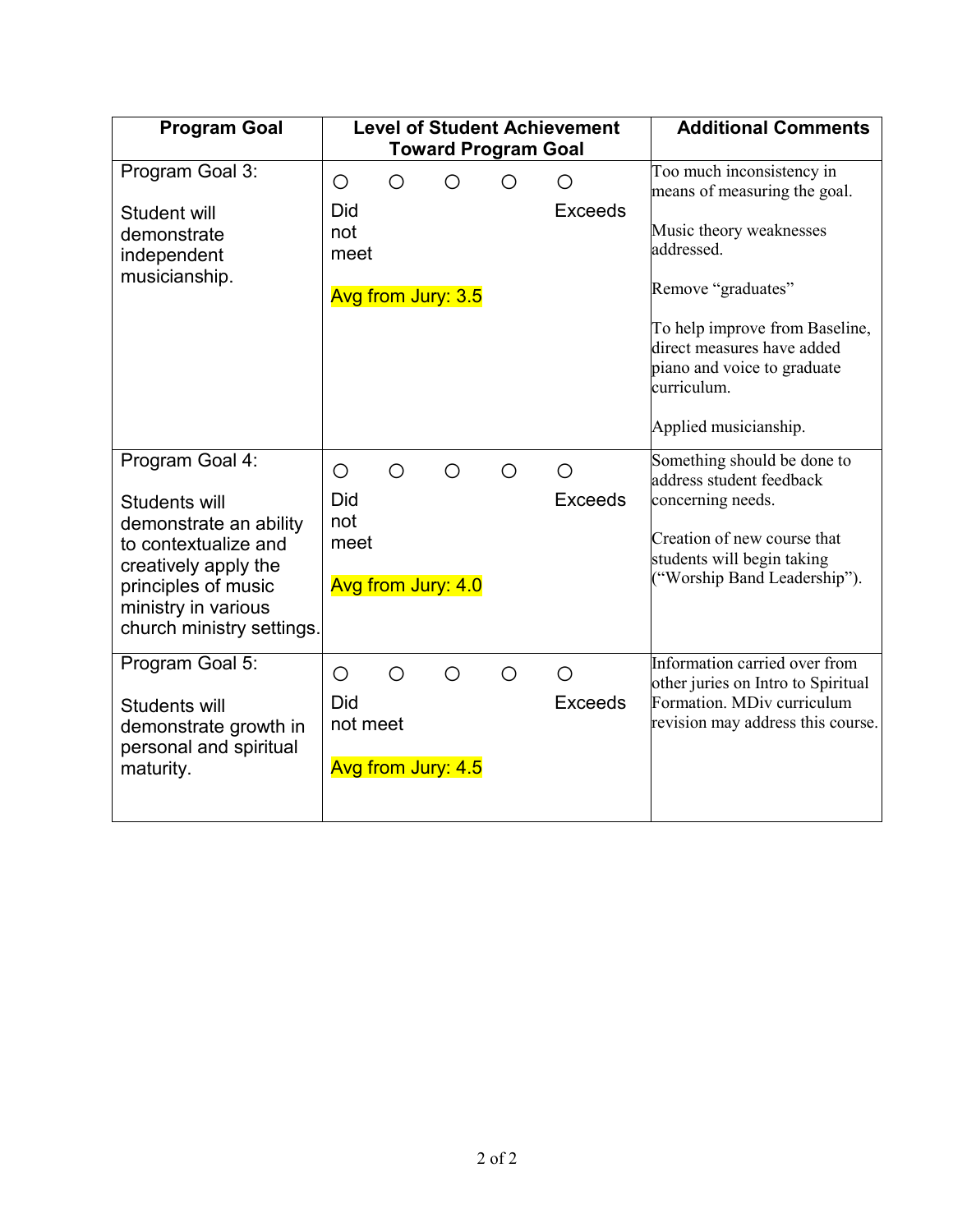| Program Goal | Level of Student Achievement Toward Program Goal | Additional Comments |
|---|---|---|
| Program Goal 3:<br><br>Student will demonstrate independent musicianship. | ○ ○ ○ ○ ○<br>Did not meet … Exceeds<br><br>Avg from Jury: 3.5 | Too much inconsistency in means of measuring the goal.<br><br>Music theory weaknesses addressed.<br><br>Remove "graduates"<br><br>To help improve from Baseline, direct measures have added piano and voice to graduate curriculum.<br><br>Applied musicianship. |
| Program Goal 4:<br><br>Students will demonstrate an ability to contextualize and creatively apply the principles of music ministry in various church ministry settings. | ○ ○ ○ ○ ○<br>Did not meet … Exceeds<br><br>Avg from Jury: 4.0 | Something should be done to address student feedback concerning needs.<br><br>Creation of new course that students will begin taking ("Worship Band Leadership"). |
| Program Goal 5:<br><br>Students will demonstrate growth in personal and spiritual maturity. | ○ ○ ○ ○ ○<br>Did not meet … Exceeds<br><br>Avg from Jury: 4.5 | Information carried over from other juries on Intro to Spiritual Formation. MDiv curriculum revision may address this course. |